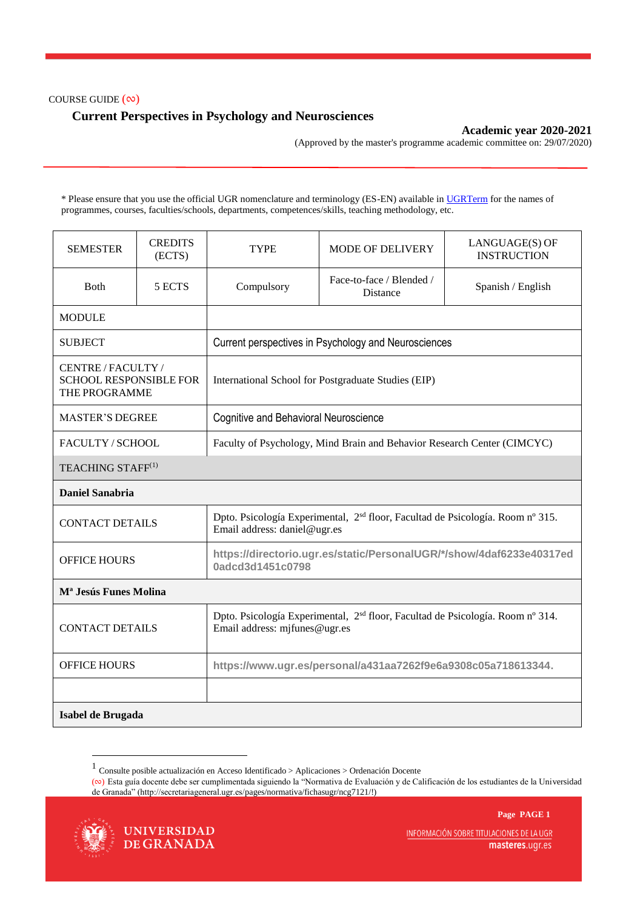COURSE GUIDE (∞)

# Current Perspectives in Psychology and Neurosciences

**Academic year 2020-2021**

(Approved by the master's programme academic committee on: 29/07/2020)

* Please ensure that you use the official UGR nomenclature and terminology (ES-EN) available in UGRTerm for the names of programmes, courses, faculties/schools, departments, competences/skills, teaching methodology, etc.

| SEMESTER | CREDITS (ECTS) | TYPE | MODE OF DELIVERY | LANGUAGE(S) OF INSTRUCTION |
|---|---|---|---|---|
| Both | 5 ECTS | Compulsory | Face-to-face / Blended / Distance | Spanish / English |
| MODULE | | | | |
| SUBJECT | Current perspectives in Psychology and Neurosciences | | | |
| CENTRE / FACULTY / SCHOOL RESPONSIBLE FOR THE PROGRAMME | International School for Postgraduate Studies (EIP) | | | |
| MASTER'S DEGREE | Cognitive and Behavioral Neuroscience | | | |
| FACULTY / SCHOOL | Faculty of Psychology, Mind Brain and Behavior Research Center (CIMCYC) | | | |
| TEACHING STAFF[1] | | | | |
| **Daniel Sanabria** | | | | |
| CONTACT DETAILS | Dpto. Psicología Experimental, 2sd floor, Facultad de Psicología. Room nº 315. Email address: daniel@ugr.es | | | |
| OFFICE HOURS | https://directorio.ugr.es/static/PersonalUGR/*/show/4daf6233e40317ed0adcd3d1451c0798 | | | |
| **Mª Jesús Funes Molina** | | | | |
| CONTACT DETAILS | Dpto. Psicología Experimental, 2sd floor, Facultad de Psicología. Room nº 314. Email address: mjfunes@ugr.es | | | |
| OFFICE HOURS | https://www.ugr.es/personal/a431aa7262f9e6a9308c05a718613344. | | | |
| | | | | |
| **Isabel de Brugada** | | | | |

[1] Consulte posible actualización en Acceso Identificado > Aplicaciones > Ordenación Docente

(∞) Esta guía docente debe ser cumplimentada siguiendo la "Normativa de Evaluación y de Calificación de los estudiantes de la Universidad de Granada" (http://secretariageneral.ugr.es/pages/normativa/fichasugr/ncg7121/!)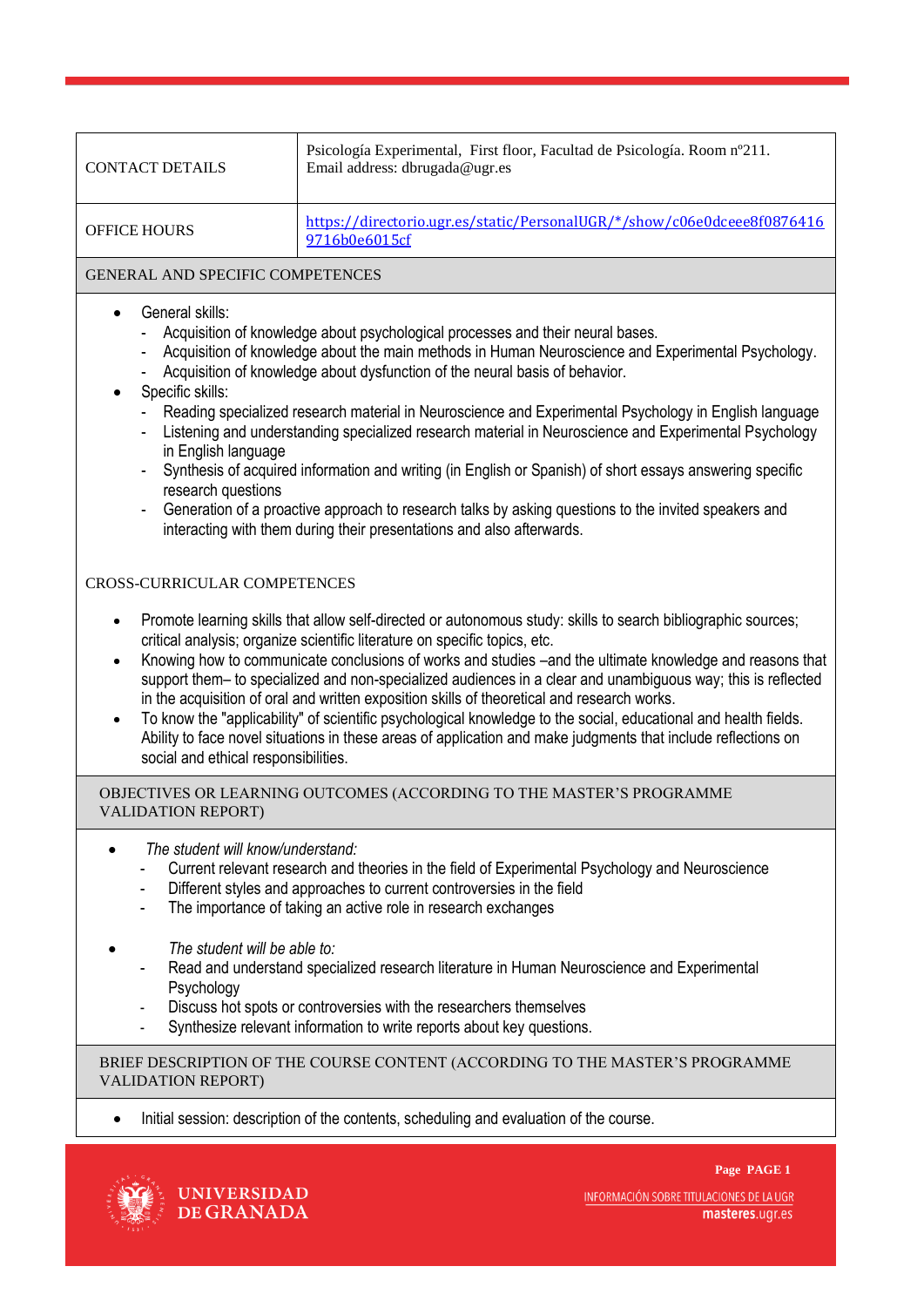| | |
|---|---|
| CONTACT DETAILS | Psicología Experimental, First floor, Facultad de Psicología. Room nº211. Email address: dbrugada@ugr.es |
| OFFICE HOURS | https://directorio.ugr.es/static/PersonalUGR/*/show/c06e0dceee8f08764169716b0e6015cf |

## GENERAL AND SPECIFIC COMPETENCES

- General skills:
  - Acquisition of knowledge about psychological processes and their neural bases.
  - Acquisition of knowledge about the main methods in Human Neuroscience and Experimental Psychology.
  - Acquisition of knowledge about dysfunction of the neural basis of behavior.
- Specific skills:
  - Reading specialized research material in Neuroscience and Experimental Psychology in English language
  - Listening and understanding specialized research material in Neuroscience and Experimental Psychology in English language
  - Synthesis of acquired information and writing (in English or Spanish) of short essays answering specific research questions
  - Generation of a proactive approach to research talks by asking questions to the invited speakers and interacting with them during their presentations and also afterwards.

## CROSS-CURRICULAR COMPETENCES

- Promote learning skills that allow self-directed or autonomous study: skills to search bibliographic sources; critical analysis; organize scientific literature on specific topics, etc.
- Knowing how to communicate conclusions of works and studies –and the ultimate knowledge and reasons that support them– to specialized and non-specialized audiences in a clear and unambiguous way; this is reflected in the acquisition of oral and written exposition skills of theoretical and research works.
- To know the "applicability" of scientific psychological knowledge to the social, educational and health fields. Ability to face novel situations in these areas of application and make judgments that include reflections on social and ethical responsibilities.

## OBJECTIVES OR LEARNING OUTCOMES (ACCORDING TO THE MASTER'S PROGRAMME VALIDATION REPORT)

- *The student will know/understand:*
  - Current relevant research and theories in the field of Experimental Psychology and Neuroscience
  - Different styles and approaches to current controversies in the field
  - The importance of taking an active role in research exchanges
- *The student will be able to:*
  - Read and understand specialized research literature in Human Neuroscience and Experimental Psychology
  - Discuss hot spots or controversies with the researchers themselves
  - Synthesize relevant information to write reports about key questions.

## BRIEF DESCRIPTION OF THE COURSE CONTENT (ACCORDING TO THE MASTER'S PROGRAMME VALIDATION REPORT)

- Initial session: description of the contents, scheduling and evaluation of the course.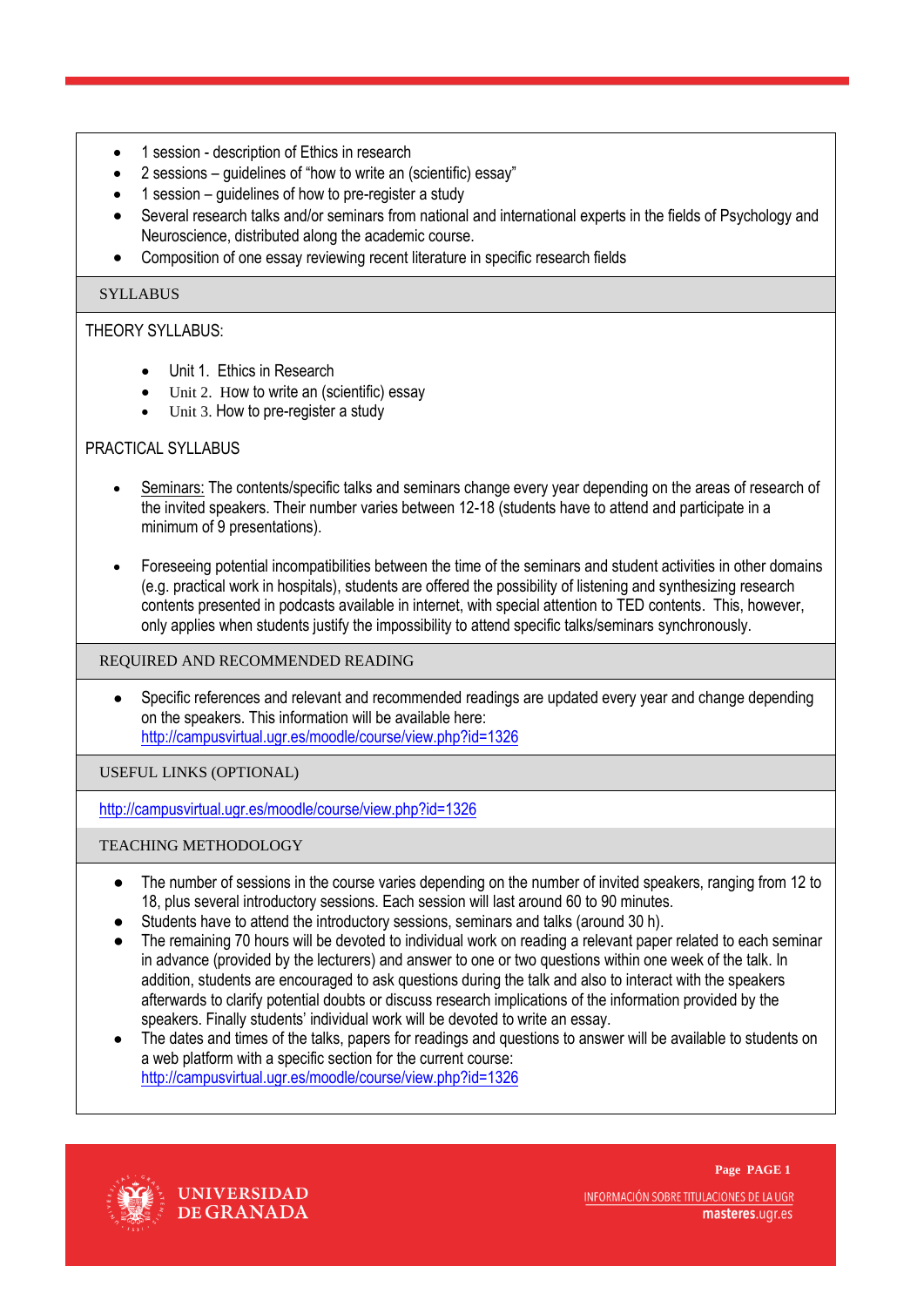- 1 session - description of Ethics in research
- 2 sessions – guidelines of "how to write an (scientific) essay"
- 1 session – guidelines of how to pre-register a study
- Several research talks and/or seminars from national and international experts in the fields of Psychology and Neuroscience, distributed along the academic course.
- Composition of one essay reviewing recent literature in specific research fields

## SYLLABUS

THEORY SYLLABUS:

- Unit 1. Ethics in Research
- Unit 2. How to write an (scientific) essay
- Unit 3. How to pre-register a study

PRACTICAL SYLLABUS

- Seminars: The contents/specific talks and seminars change every year depending on the areas of research of the invited speakers. Their number varies between 12-18 (students have to attend and participate in a minimum of 9 presentations).

- Foreseeing potential incompatibilities between the time of the seminars and student activities in other domains (e.g. practical work in hospitals), students are offered the possibility of listening and synthesizing research contents presented in podcasts available in internet, with special attention to TED contents. This, however, only applies when students justify the impossibility to attend specific talks/seminars synchronously.

## REQUIRED AND RECOMMENDED READING

- Specific references and relevant and recommended readings are updated every year and change depending on the speakers. This information will be available here: http://campusvirtual.ugr.es/moodle/course/view.php?id=1326

## USEFUL LINKS (OPTIONAL)

http://campusvirtual.ugr.es/moodle/course/view.php?id=1326

## TEACHING METHODOLOGY

- The number of sessions in the course varies depending on the number of invited speakers, ranging from 12 to 18, plus several introductory sessions. Each session will last around 60 to 90 minutes.
- Students have to attend the introductory sessions, seminars and talks (around 30 h).
- The remaining 70 hours will be devoted to individual work on reading a relevant paper related to each seminar in advance (provided by the lecturers) and answer to one or two questions within one week of the talk. In addition, students are encouraged to ask questions during the talk and also to interact with the speakers afterwards to clarify potential doubts or discuss research implications of the information provided by the speakers. Finally students' individual work will be devoted to write an essay.
- The dates and times of the talks, papers for readings and questions to answer will be available to students on a web platform with a specific section for the current course: http://campusvirtual.ugr.es/moodle/course/view.php?id=1326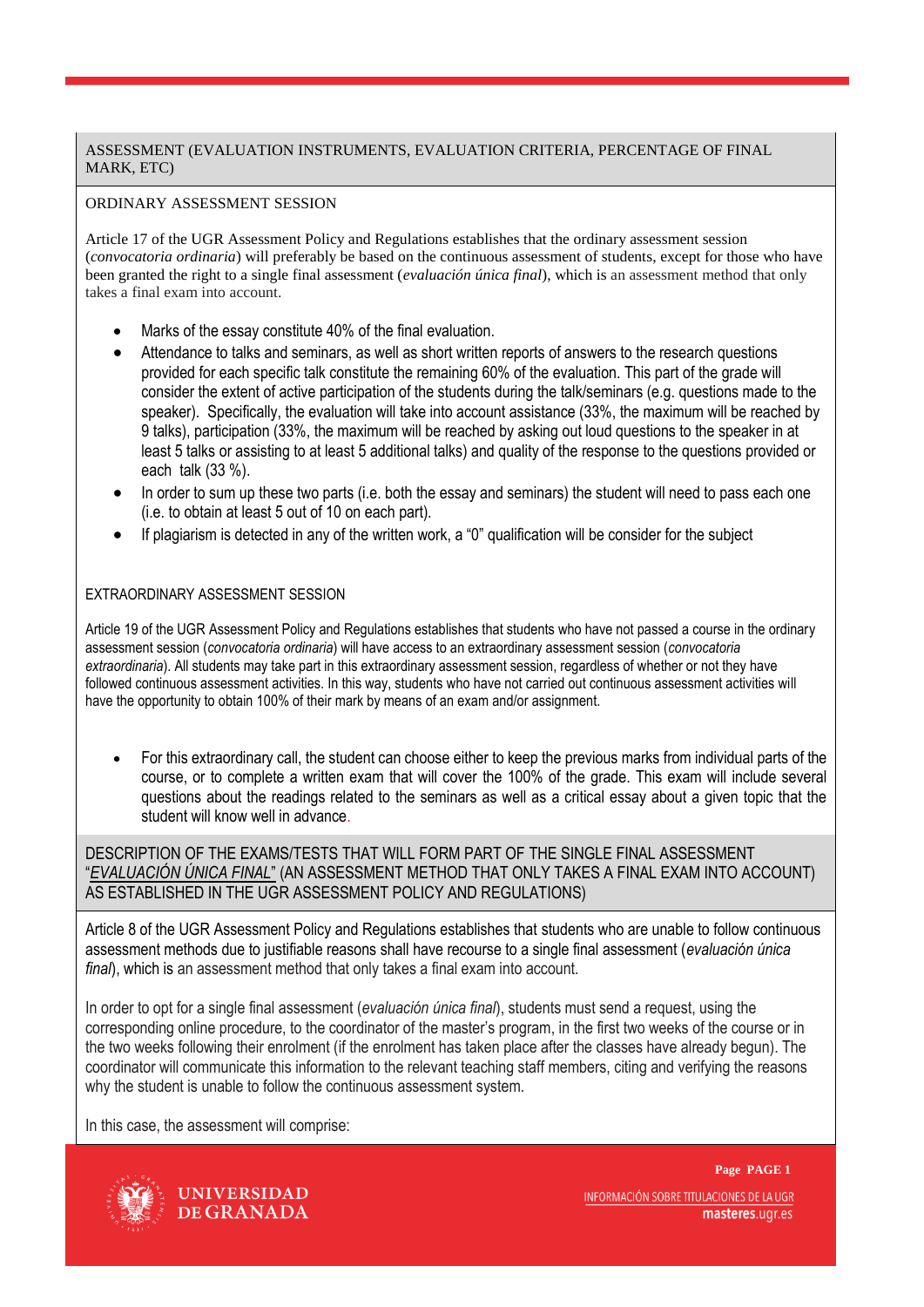## ASSESSMENT (EVALUATION INSTRUMENTS, EVALUATION CRITERIA, PERCENTAGE OF FINAL MARK, ETC)

### ORDINARY ASSESSMENT SESSION

Article 17 of the UGR Assessment Policy and Regulations establishes that the ordinary assessment session (*convocatoria ordinaria*) will preferably be based on the continuous assessment of students, except for those who have been granted the right to a single final assessment (*evaluación única final*), which is an assessment method that only takes a final exam into account.

- Marks of the essay constitute 40% of the final evaluation.
- Attendance to talks and seminars, as well as short written reports of answers to the research questions provided for each specific talk constitute the remaining 60% of the evaluation. This part of the grade will consider the extent of active participation of the students during the talk/seminars (e.g. questions made to the speaker). Specifically, the evaluation will take into account assistance (33%, the maximum will be reached by 9 talks), participation (33%, the maximum will be reached by asking out loud questions to the speaker in at least 5 talks or assisting to at least 5 additional talks) and quality of the response to the questions provided or each talk (33 %).
- In order to sum up these two parts (i.e. both the essay and seminars) the student will need to pass each one (i.e. to obtain at least 5 out of 10 on each part).
- If plagiarism is detected in any of the written work, a "0" qualification will be consider for the subject

### EXTRAORDINARY ASSESSMENT SESSION

Article 19 of the UGR Assessment Policy and Regulations establishes that students who have not passed a course in the ordinary assessment session (*convocatoria ordinaria*) will have access to an extraordinary assessment session (*convocatoria extraordinaria*). All students may take part in this extraordinary assessment session, regardless of whether or not they have followed continuous assessment activities. In this way, students who have not carried out continuous assessment activities will have the opportunity to obtain 100% of their mark by means of an exam and/or assignment.

- For this extraordinary call, the student can choose either to keep the previous marks from individual parts of the course, or to complete a written exam that will cover the 100% of the grade. This exam will include several questions about the readings related to the seminars as well as a critical essay about a given topic that the student will know well in advance.

## DESCRIPTION OF THE EXAMS/TESTS THAT WILL FORM PART OF THE SINGLE FINAL ASSESSMENT "*EVALUACIÓN ÚNICA FINAL*" (AN ASSESSMENT METHOD THAT ONLY TAKES A FINAL EXAM INTO ACCOUNT) AS ESTABLISHED IN THE UGR ASSESSMENT POLICY AND REGULATIONS)

Article 8 of the UGR Assessment Policy and Regulations establishes that students who are unable to follow continuous assessment methods due to justifiable reasons shall have recourse to a single final assessment (*evaluación única final*), which is an assessment method that only takes a final exam into account.

In order to opt for a single final assessment (*evaluación única final*), students must send a request, using the corresponding online procedure, to the coordinator of the master's program, in the first two weeks of the course or in the two weeks following their enrolment (if the enrolment has taken place after the classes have already begun). The coordinator will communicate this information to the relevant teaching staff members, citing and verifying the reasons why the student is unable to follow the continuous assessment system.

In this case, the assessment will comprise: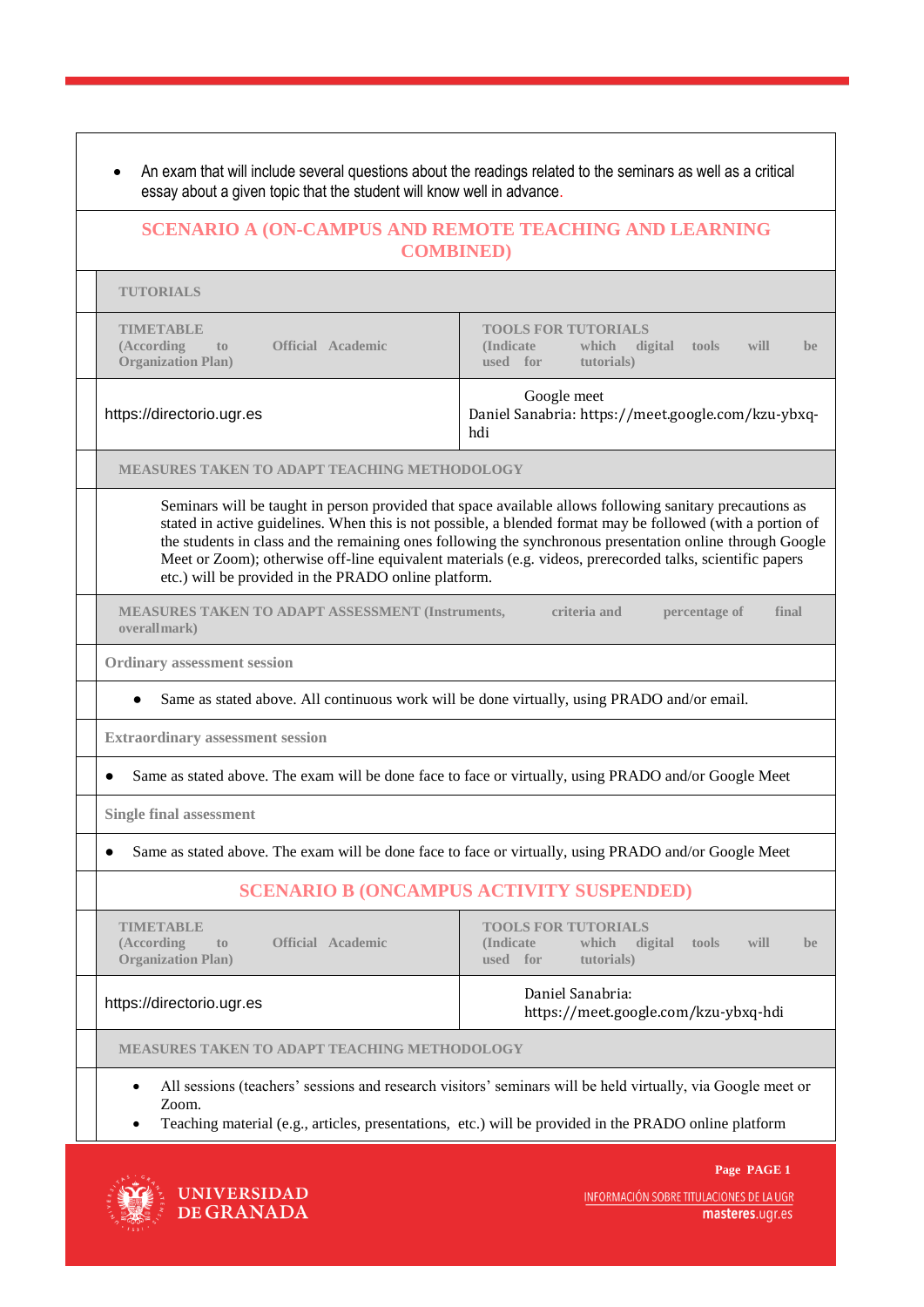- An exam that will include several questions about the readings related to the seminars as well as a critical essay about a given topic that the student will know well in advance.

## SCENARIO A (ON-CAMPUS AND REMOTE TEACHING AND LEARNING COMBINED)

**TUTORIALS**

| TIMETABLE (According to Official Academic Organization Plan) | TOOLS FOR TUTORIALS (Indicate which digital tools will be used for tutorials) |
|---|---|
| https://directorio.ugr.es | Google meet<br>Daniel Sanabria: https://meet.google.com/kzu-ybxq-hdi |

**MEASURES TAKEN TO ADAPT TEACHING METHODOLOGY**

Seminars will be taught in person provided that space available allows following sanitary precautions as stated in active guidelines. When this is not possible, a blended format may be followed (with a portion of the students in class and the remaining ones following the synchronous presentation online through Google Meet or Zoom); otherwise off-line equivalent materials (e.g. videos, prerecorded talks, scientific papers etc.) will be provided in the PRADO online platform.

**MEASURES TAKEN TO ADAPT ASSESSMENT (Instruments, criteria and percentage of final overallmark)**

**Ordinary assessment session**

- Same as stated above. All continuous work will be done virtually, using PRADO and/or email.

**Extraordinary assessment session**

- Same as stated above. The exam will be done face to face or virtually, using PRADO and/or Google Meet

**Single final assessment**

- Same as stated above. The exam will be done face to face or virtually, using PRADO and/or Google Meet

## SCENARIO B (ONCAMPUS ACTIVITY SUSPENDED)

| TIMETABLE (According to Official Academic Organization Plan) | TOOLS FOR TUTORIALS (Indicate which digital tools will be used for tutorials) |
|---|---|
| https://directorio.ugr.es | Daniel Sanabria:<br>https://meet.google.com/kzu-ybxq-hdi |

**MEASURES TAKEN TO ADAPT TEACHING METHODOLOGY**

- All sessions (teachers' sessions and research visitors' seminars will be held virtually, via Google meet or Zoom.
- Teaching material (e.g., articles, presentations, etc.) will be provided in the PRADO online platform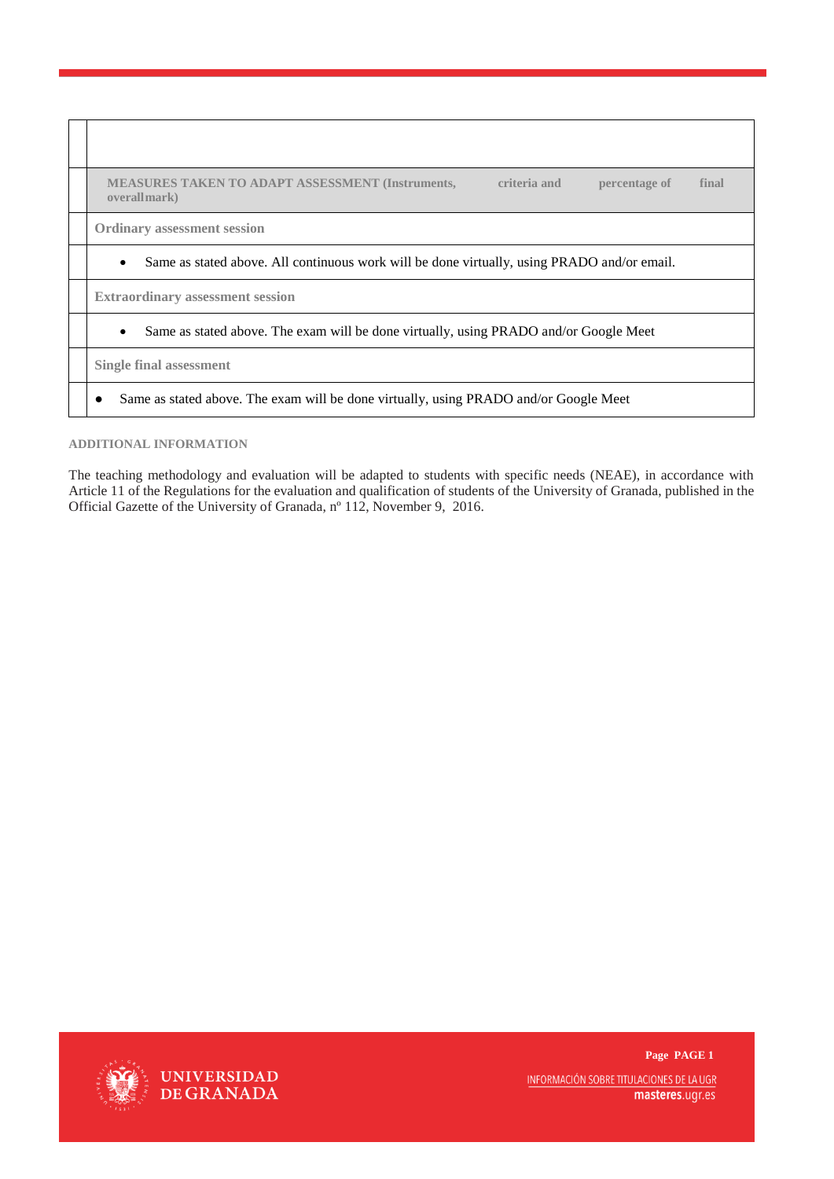| | |
|---|---|
| | |
| | **MEASURES TAKEN TO ADAPT ASSESSMENT (Instruments, criteria and percentage of final overallmark)** |
| | **Ordinary assessment session** |
| | • Same as stated above. All continuous work will be done virtually, using PRADO and/or email. |
| | **Extraordinary assessment session** |
| | • Same as stated above. The exam will be done virtually, using PRADO and/or Google Meet |
| | **Single final assessment** |
| | ● Same as stated above. The exam will be done virtually, using PRADO and/or Google Meet |

**ADDITIONAL INFORMATION**

The teaching methodology and evaluation will be adapted to students with specific needs (NEAE), in accordance with Article 11 of the Regulations for the evaluation and qualification of students of the University of Granada, published in the Official Gazette of the University of Granada, nº 112, November 9, 2016.